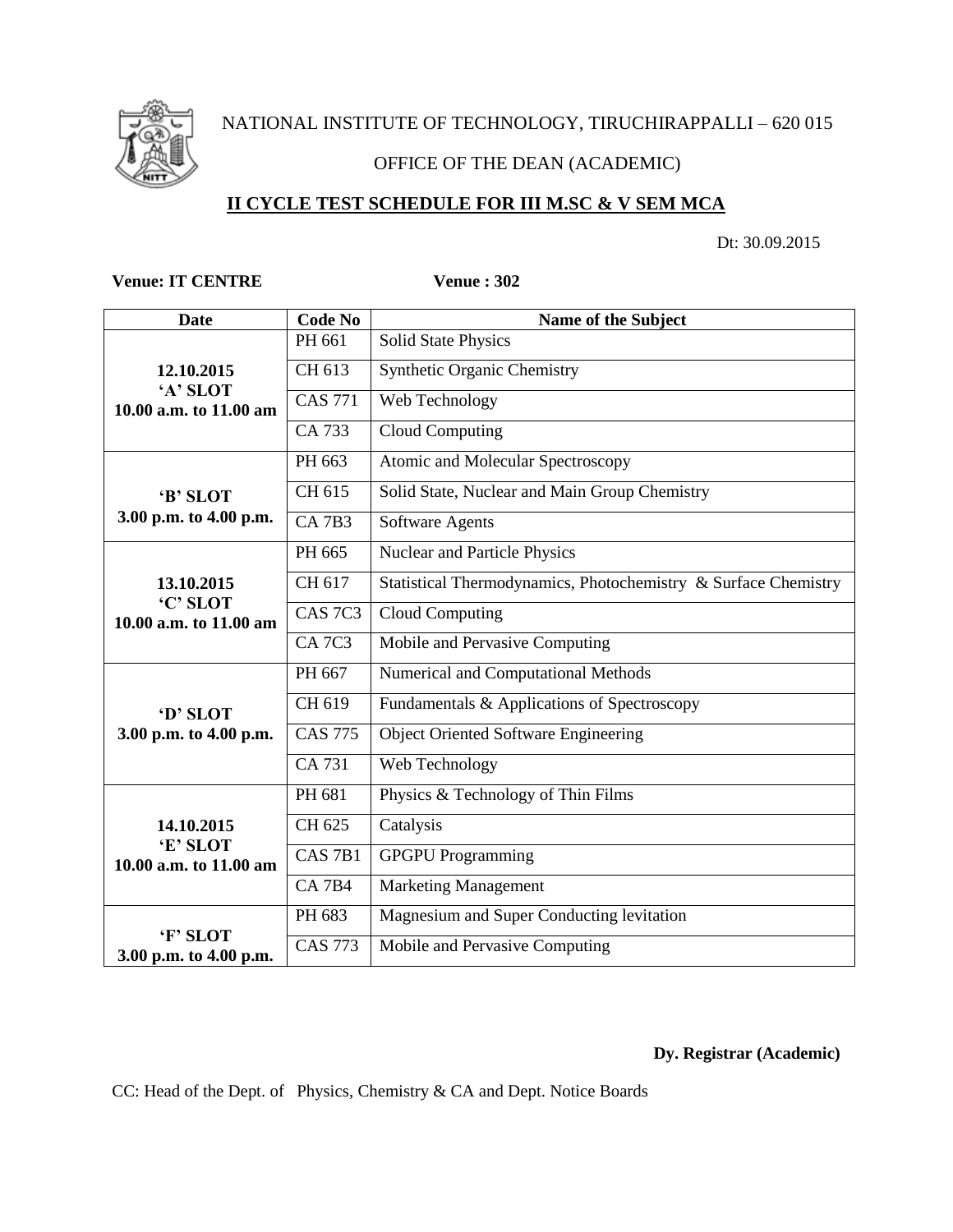NATIONAL INSTITUTE OF TECHNOLOGY, TIRUCHIRAPPALLI – 620 015

OFFICE OF THE DEAN (ACADEMIC)

## II CYCLE TEST SCHEDULE FOR III M.SC & V SEM MCA

Dt: 30.09.2015

**Venue: IT CENTRE** **Venue : 302**

| Date | Code No | Name of the Subject |
|---|---|---|
| **12.10.2015 'A' SLOT 10.00 a.m. to 11.00 am** | PH 661 | Solid State Physics |
| | CH 613 | Synthetic Organic Chemistry |
| | CAS 771 | Web Technology |
| | CA 733 | Cloud Computing |
| **'B' SLOT 3.00 p.m. to 4.00 p.m.** | PH 663 | Atomic and Molecular Spectroscopy |
| | CH 615 | Solid State, Nuclear and Main Group Chemistry |
| | CA 7B3 | Software Agents |
| **13.10.2015 'C' SLOT 10.00 a.m. to 11.00 am** | PH 665 | Nuclear and Particle Physics |
| | CH 617 | Statistical Thermodynamics, Photochemistry & Surface Chemistry |
| | CAS 7C3 | Cloud Computing |
| | CA 7C3 | Mobile and Pervasive Computing |
| **'D' SLOT 3.00 p.m. to 4.00 p.m.** | PH 667 | Numerical and Computational Methods |
| | CH 619 | Fundamentals & Applications of Spectroscopy |
| | CAS 775 | Object Oriented Software Engineering |
| | CA 731 | Web Technology |
| **14.10.2015 'E' SLOT 10.00 a.m. to 11.00 am** | PH 681 | Physics & Technology of Thin Films |
| | CH 625 | Catalysis |
| | CAS 7B1 | GPGPU Programming |
| | CA 7B4 | Marketing Management |
| **'F' SLOT 3.00 p.m. to 4.00 p.m.** | PH 683 | Magnesium and Super Conducting levitation |
| | CAS 773 | Mobile and Pervasive Computing |

**Dy. Registrar (Academic)**

CC: Head of the Dept. of Physics, Chemistry & CA and Dept. Notice Boards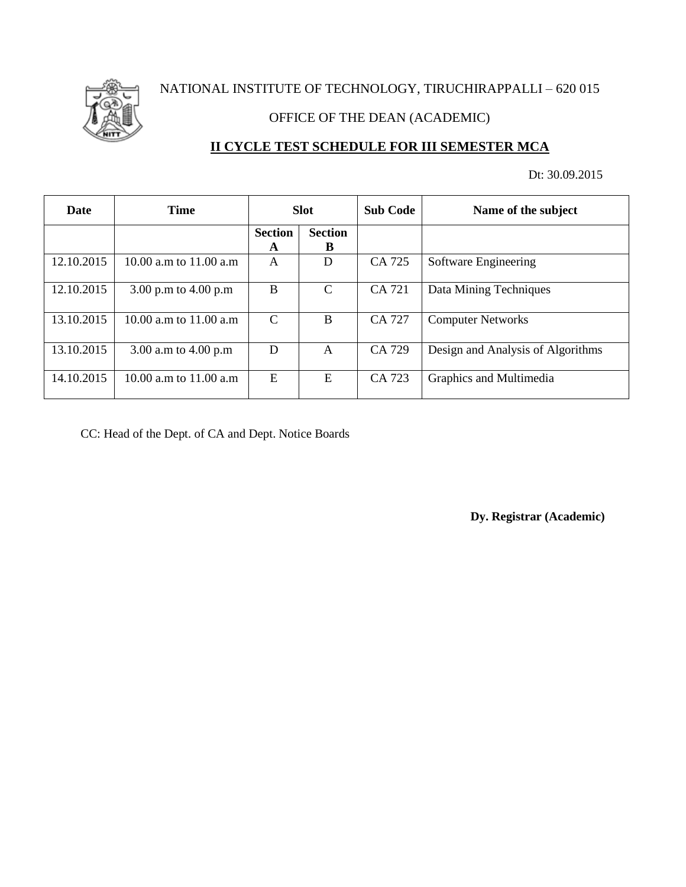NATIONAL INSTITUTE OF TECHNOLOGY, TIRUCHIRAPPALLI – 620 015

OFFICE OF THE DEAN (ACADEMIC)

## II CYCLE TEST SCHEDULE FOR III SEMESTER MCA

Dt: 30.09.2015

| Date | Time | Slot | | Sub Code | Name of the subject |
|---|---|---|---|---|---|
| | | Section A | Section B | | |
| 12.10.2015 | 10.00 a.m to 11.00 a.m | A | D | CA 725 | Software Engineering |
| 12.10.2015 | 3.00 p.m to 4.00 p.m | B | C | CA 721 | Data Mining Techniques |
| 13.10.2015 | 10.00 a.m to 11.00 a.m | C | B | CA 727 | Computer Networks |
| 13.10.2015 | 3.00 a.m to 4.00 p.m | D | A | CA 729 | Design and Analysis of Algorithms |
| 14.10.2015 | 10.00 a.m to 11.00 a.m | E | E | CA 723 | Graphics and Multimedia |

CC: Head of the Dept. of CA and Dept. Notice Boards

**Dy. Registrar (Academic)**